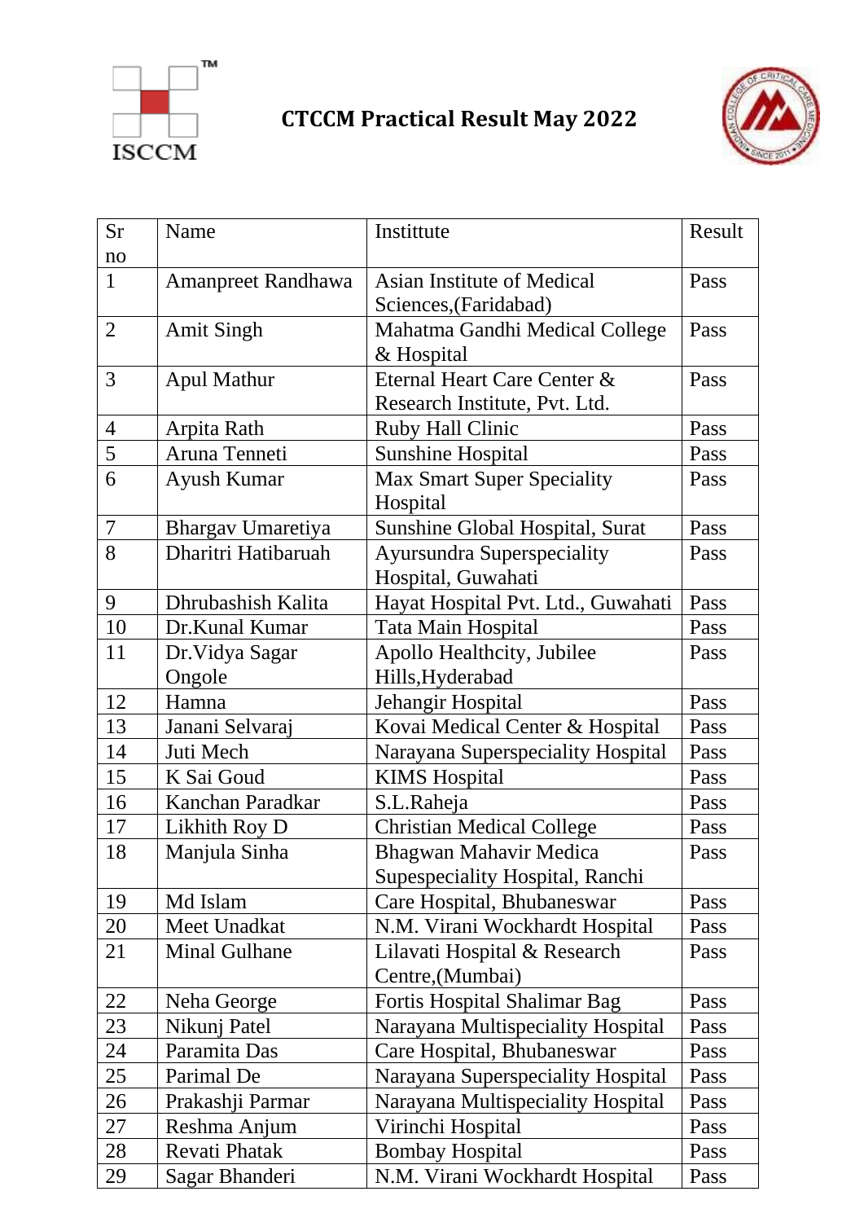# CTCCM Practical Result May 2022

| Sr no | Name | Instittute | Result |
|---|---|---|---|
| 1 | Amanpreet Randhawa | Asian Institute of Medical Sciences,(Faridabad) | Pass |
| 2 | Amit Singh | Mahatma Gandhi Medical College & Hospital | Pass |
| 3 | Apul Mathur | Eternal Heart Care Center & Research Institute, Pvt. Ltd. | Pass |
| 4 | Arpita Rath | Ruby Hall Clinic | Pass |
| 5 | Aruna Tenneti | Sunshine Hospital | Pass |
| 6 | Ayush Kumar | Max Smart Super Speciality Hospital | Pass |
| 7 | Bhargav Umaretiya | Sunshine Global Hospital, Surat | Pass |
| 8 | Dharitri Hatibaruah | Ayursundra Superspeciality Hospital, Guwahati | Pass |
| 9 | Dhrubashish Kalita | Hayat Hospital Pvt. Ltd., Guwahati | Pass |
| 10 | Dr.Kunal Kumar | Tata Main Hospital | Pass |
| 11 | Dr.Vidya Sagar Ongole | Apollo Healthcity, Jubilee Hills,Hyderabad | Pass |
| 12 | Hamna | Jehangir Hospital | Pass |
| 13 | Janani Selvaraj | Kovai Medical Center & Hospital | Pass |
| 14 | Juti Mech | Narayana Superspeciality Hospital | Pass |
| 15 | K Sai Goud | KIMS Hospital | Pass |
| 16 | Kanchan Paradkar | S.L.Raheja | Pass |
| 17 | Likhith Roy D | Christian Medical College | Pass |
| 18 | Manjula Sinha | Bhagwan Mahavir Medica Supespeciality Hospital, Ranchi | Pass |
| 19 | Md Islam | Care Hospital, Bhubaneswar | Pass |
| 20 | Meet Unadkat | N.M. Virani Wockhardt Hospital | Pass |
| 21 | Minal Gulhane | Lilavati Hospital & Research Centre,(Mumbai) | Pass |
| 22 | Neha George | Fortis Hospital Shalimar Bag | Pass |
| 23 | Nikunj Patel | Narayana Multispeciality Hospital | Pass |
| 24 | Paramita Das | Care Hospital, Bhubaneswar | Pass |
| 25 | Parimal De | Narayana Superspeciality Hospital | Pass |
| 26 | Prakashji Parmar | Narayana Multispeciality Hospital | Pass |
| 27 | Reshma Anjum | Virinchi Hospital | Pass |
| 28 | Revati Phatak | Bombay Hospital | Pass |
| 29 | Sagar Bhanderi | N.M. Virani Wockhardt Hospital | Pass |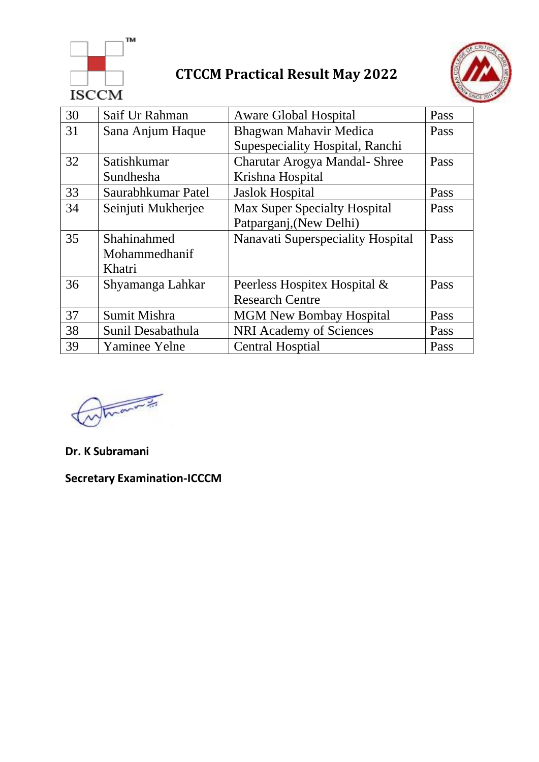# CTCCM Practical Result May 2022

| | | | |
|---|---|---|---|
| 30 | Saif Ur Rahman | Aware Global Hospital | Pass |
| 31 | Sana Anjum Haque | Bhagwan Mahavir Medica Supespeciality Hospital, Ranchi | Pass |
| 32 | Satishkumar Sundhesha | Charutar Arogya Mandal- Shree Krishna Hospital | Pass |
| 33 | Saurabhkumar Patel | Jaslok Hospital | Pass |
| 34 | Seinjuti Mukherjee | Max Super Specialty Hospital Patparganj,(New Delhi) | Pass |
| 35 | Shahinahmed Mohammedhanif Khatri | Nanavati Superspeciality Hospital | Pass |
| 36 | Shyamanga Lahkar | Peerless Hospitex Hospital & Research Centre | Pass |
| 37 | Sumit Mishra | MGM New Bombay Hospital | Pass |
| 38 | Sunil Desabathula | NRI Academy of Sciences | Pass |
| 39 | Yaminee Yelne | Central Hosptial | Pass |

**Dr. K Subramani**

**Secretary Examination-ICCCM**